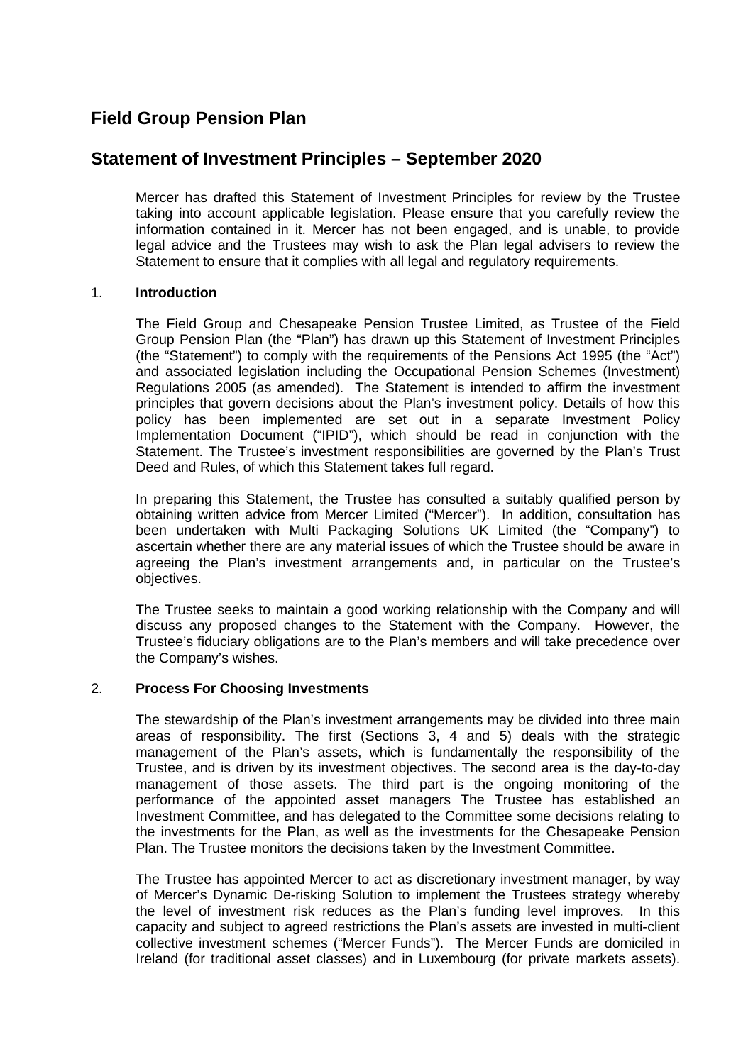# Field Group Pension Plan

## Statement of Investment Principles – September 2020

Mercer has drafted this Statement of Investment Principles for review by the Trustee taking into account applicable legislation. Please ensure that you carefully review the information contained in it. Mercer has not been engaged, and is unable, to provide legal advice and the Trustees may wish to ask the Plan legal advisers to review the Statement to ensure that it complies with all legal and regulatory requirements.

### 1. Introduction

The Field Group and Chesapeake Pension Trustee Limited, as Trustee of the Field Group Pension Plan (the "Plan") has drawn up this Statement of Investment Principles (the "Statement") to comply with the requirements of the Pensions Act 1995 (the "Act") and associated legislation including the Occupational Pension Schemes (Investment) Regulations 2005 (as amended). The Statement is intended to affirm the investment principles that govern decisions about the Plan's investment policy. Details of how this policy has been implemented are set out in a separate Investment Policy Implementation Document ("IPID"), which should be read in conjunction with the Statement. The Trustee's investment responsibilities are governed by the Plan's Trust Deed and Rules, of which this Statement takes full regard.

In preparing this Statement, the Trustee has consulted a suitably qualified person by obtaining written advice from Mercer Limited ("Mercer"). In addition, consultation has been undertaken with Multi Packaging Solutions UK Limited (the "Company") to ascertain whether there are any material issues of which the Trustee should be aware in agreeing the Plan's investment arrangements and, in particular on the Trustee's objectives.

The Trustee seeks to maintain a good working relationship with the Company and will discuss any proposed changes to the Statement with the Company. However, the Trustee's fiduciary obligations are to the Plan's members and will take precedence over the Company's wishes.

### 2. Process For Choosing Investments

The stewardship of the Plan's investment arrangements may be divided into three main areas of responsibility. The first (Sections 3, 4 and 5) deals with the strategic management of the Plan's assets, which is fundamentally the responsibility of the Trustee, and is driven by its investment objectives. The second area is the day-to-day management of those assets. The third part is the ongoing monitoring of the performance of the appointed asset managers The Trustee has established an Investment Committee, and has delegated to the Committee some decisions relating to the investments for the Plan, as well as the investments for the Chesapeake Pension Plan. The Trustee monitors the decisions taken by the Investment Committee.

The Trustee has appointed Mercer to act as discretionary investment manager, by way of Mercer's Dynamic De-risking Solution to implement the Trustees strategy whereby the level of investment risk reduces as the Plan's funding level improves. In this capacity and subject to agreed restrictions the Plan's assets are invested in multi-client collective investment schemes ("Mercer Funds"). The Mercer Funds are domiciled in Ireland (for traditional asset classes) and in Luxembourg (for private markets assets).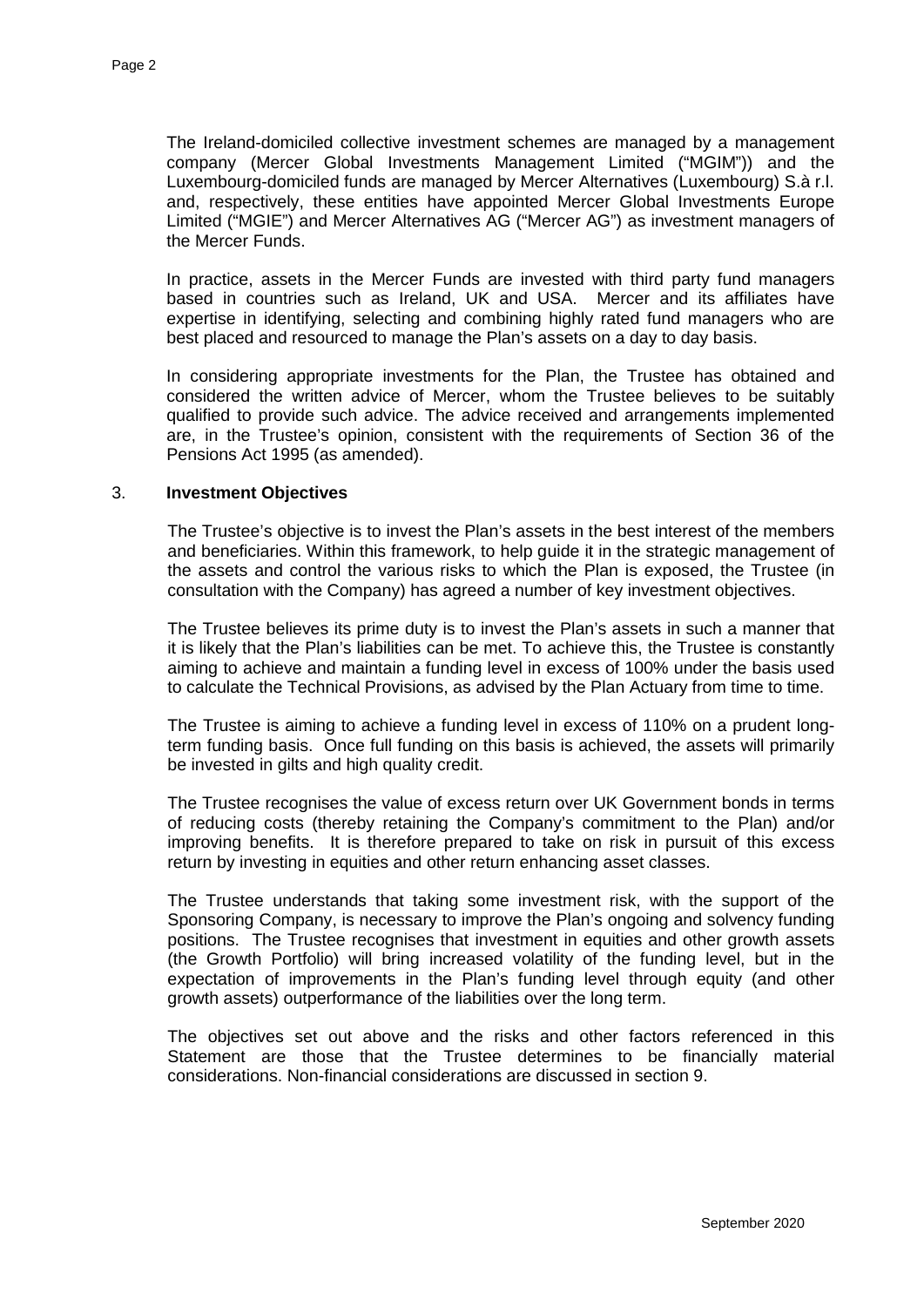The Ireland-domiciled collective investment schemes are managed by a management company (Mercer Global Investments Management Limited ("MGIM")) and the Luxembourg-domiciled funds are managed by Mercer Alternatives (Luxembourg) S.à r.l. and, respectively, these entities have appointed Mercer Global Investments Europe Limited ("MGIE") and Mercer Alternatives AG ("Mercer AG") as investment managers of the Mercer Funds.

In practice, assets in the Mercer Funds are invested with third party fund managers based in countries such as Ireland, UK and USA. Mercer and its affiliates have expertise in identifying, selecting and combining highly rated fund managers who are best placed and resourced to manage the Plan's assets on a day to day basis.

In considering appropriate investments for the Plan, the Trustee has obtained and considered the written advice of Mercer, whom the Trustee believes to be suitably qualified to provide such advice. The advice received and arrangements implemented are, in the Trustee's opinion, consistent with the requirements of Section 36 of the Pensions Act 1995 (as amended).

## 3. **Investment Objectives**

The Trustee's objective is to invest the Plan's assets in the best interest of the members and beneficiaries. Within this framework, to help guide it in the strategic management of the assets and control the various risks to which the Plan is exposed, the Trustee (in consultation with the Company) has agreed a number of key investment objectives.

The Trustee believes its prime duty is to invest the Plan's assets in such a manner that it is likely that the Plan's liabilities can be met. To achieve this, the Trustee is constantly aiming to achieve and maintain a funding level in excess of 100% under the basis used to calculate the Technical Provisions, as advised by the Plan Actuary from time to time.

The Trustee is aiming to achieve a funding level in excess of 110% on a prudent long-term funding basis. Once full funding on this basis is achieved, the assets will primarily be invested in gilts and high quality credit.

The Trustee recognises the value of excess return over UK Government bonds in terms of reducing costs (thereby retaining the Company's commitment to the Plan) and/or improving benefits. It is therefore prepared to take on risk in pursuit of this excess return by investing in equities and other return enhancing asset classes.

The Trustee understands that taking some investment risk, with the support of the Sponsoring Company, is necessary to improve the Plan's ongoing and solvency funding positions. The Trustee recognises that investment in equities and other growth assets (the Growth Portfolio) will bring increased volatility of the funding level, but in the expectation of improvements in the Plan's funding level through equity (and other growth assets) outperformance of the liabilities over the long term.

The objectives set out above and the risks and other factors referenced in this Statement are those that the Trustee determines to be financially material considerations. Non-financial considerations are discussed in section 9.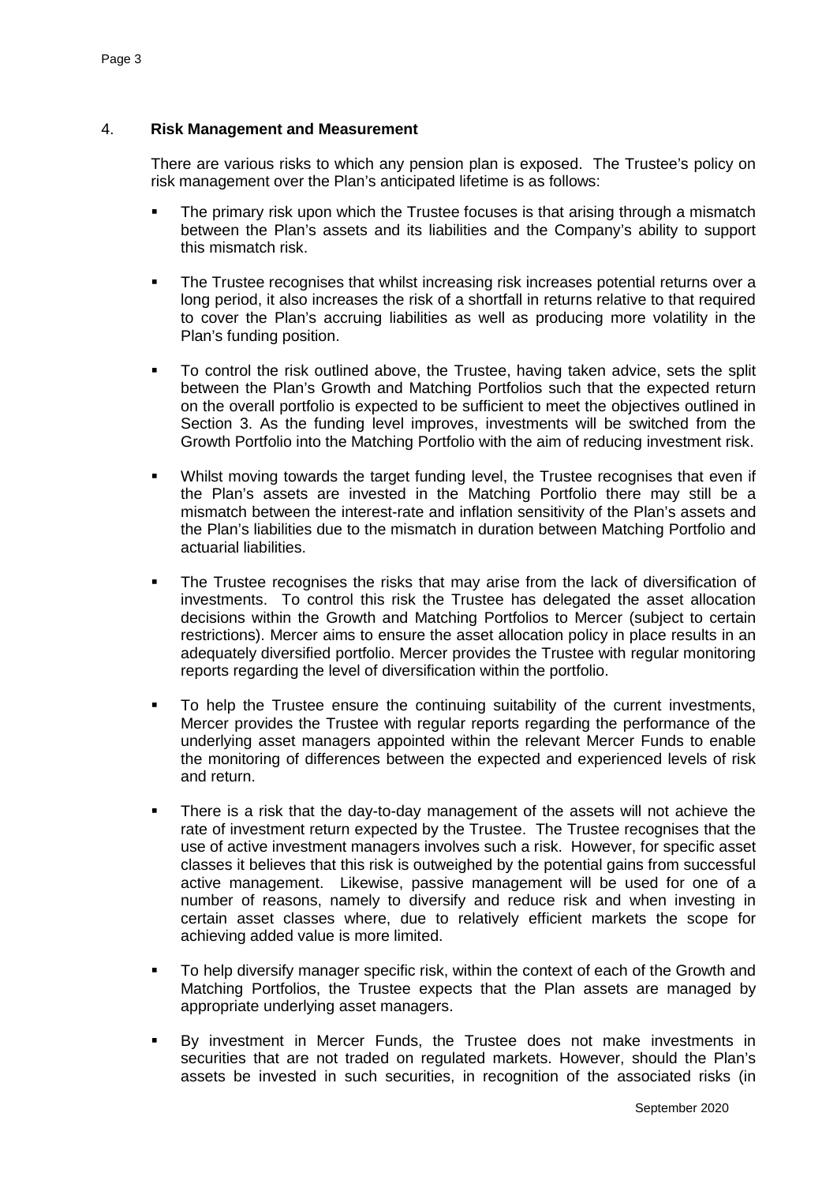## 4. **Risk Management and Measurement**

There are various risks to which any pension plan is exposed. The Trustee's policy on risk management over the Plan's anticipated lifetime is as follows:

- The primary risk upon which the Trustee focuses is that arising through a mismatch between the Plan's assets and its liabilities and the Company's ability to support this mismatch risk.
- The Trustee recognises that whilst increasing risk increases potential returns over a long period, it also increases the risk of a shortfall in returns relative to that required to cover the Plan's accruing liabilities as well as producing more volatility in the Plan's funding position.
- To control the risk outlined above, the Trustee, having taken advice, sets the split between the Plan's Growth and Matching Portfolios such that the expected return on the overall portfolio is expected to be sufficient to meet the objectives outlined in Section 3. As the funding level improves, investments will be switched from the Growth Portfolio into the Matching Portfolio with the aim of reducing investment risk.
- Whilst moving towards the target funding level, the Trustee recognises that even if the Plan's assets are invested in the Matching Portfolio there may still be a mismatch between the interest-rate and inflation sensitivity of the Plan's assets and the Plan's liabilities due to the mismatch in duration between Matching Portfolio and actuarial liabilities.
- The Trustee recognises the risks that may arise from the lack of diversification of investments. To control this risk the Trustee has delegated the asset allocation decisions within the Growth and Matching Portfolios to Mercer (subject to certain restrictions). Mercer aims to ensure the asset allocation policy in place results in an adequately diversified portfolio. Mercer provides the Trustee with regular monitoring reports regarding the level of diversification within the portfolio.
- To help the Trustee ensure the continuing suitability of the current investments, Mercer provides the Trustee with regular reports regarding the performance of the underlying asset managers appointed within the relevant Mercer Funds to enable the monitoring of differences between the expected and experienced levels of risk and return.
- There is a risk that the day-to-day management of the assets will not achieve the rate of investment return expected by the Trustee. The Trustee recognises that the use of active investment managers involves such a risk. However, for specific asset classes it believes that this risk is outweighed by the potential gains from successful active management. Likewise, passive management will be used for one of a number of reasons, namely to diversify and reduce risk and when investing in certain asset classes where, due to relatively efficient markets the scope for achieving added value is more limited.
- To help diversify manager specific risk, within the context of each of the Growth and Matching Portfolios, the Trustee expects that the Plan assets are managed by appropriate underlying asset managers.
- By investment in Mercer Funds, the Trustee does not make investments in securities that are not traded on regulated markets. However, should the Plan's assets be invested in such securities, in recognition of the associated risks (in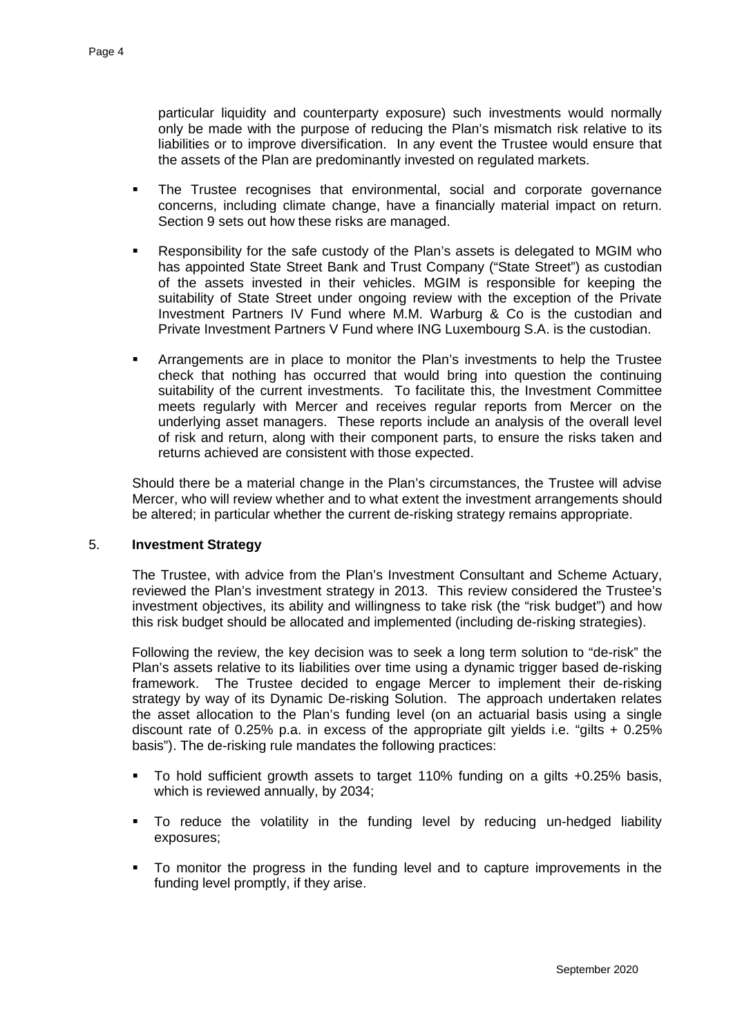particular liquidity and counterparty exposure) such investments would normally only be made with the purpose of reducing the Plan's mismatch risk relative to its liabilities or to improve diversification. In any event the Trustee would ensure that the assets of the Plan are predominantly invested on regulated markets.

- The Trustee recognises that environmental, social and corporate governance concerns, including climate change, have a financially material impact on return. Section 9 sets out how these risks are managed.
- Responsibility for the safe custody of the Plan's assets is delegated to MGIM who has appointed State Street Bank and Trust Company ("State Street") as custodian of the assets invested in their vehicles. MGIM is responsible for keeping the suitability of State Street under ongoing review with the exception of the Private Investment Partners IV Fund where M.M. Warburg & Co is the custodian and Private Investment Partners V Fund where ING Luxembourg S.A. is the custodian.
- Arrangements are in place to monitor the Plan's investments to help the Trustee check that nothing has occurred that would bring into question the continuing suitability of the current investments. To facilitate this, the Investment Committee meets regularly with Mercer and receives regular reports from Mercer on the underlying asset managers. These reports include an analysis of the overall level of risk and return, along with their component parts, to ensure the risks taken and returns achieved are consistent with those expected.

Should there be a material change in the Plan's circumstances, the Trustee will advise Mercer, who will review whether and to what extent the investment arrangements should be altered; in particular whether the current de-risking strategy remains appropriate.

## 5. Investment Strategy

The Trustee, with advice from the Plan's Investment Consultant and Scheme Actuary, reviewed the Plan's investment strategy in 2013. This review considered the Trustee's investment objectives, its ability and willingness to take risk (the "risk budget") and how this risk budget should be allocated and implemented (including de-risking strategies).

Following the review, the key decision was to seek a long term solution to "de-risk" the Plan's assets relative to its liabilities over time using a dynamic trigger based de-risking framework. The Trustee decided to engage Mercer to implement their de-risking strategy by way of its Dynamic De-risking Solution. The approach undertaken relates the asset allocation to the Plan's funding level (on an actuarial basis using a single discount rate of 0.25% p.a. in excess of the appropriate gilt yields i.e. "gilts + 0.25% basis"). The de-risking rule mandates the following practices:

- To hold sufficient growth assets to target 110% funding on a gilts +0.25% basis, which is reviewed annually, by 2034;
- To reduce the volatility in the funding level by reducing un-hedged liability exposures;
- To monitor the progress in the funding level and to capture improvements in the funding level promptly, if they arise.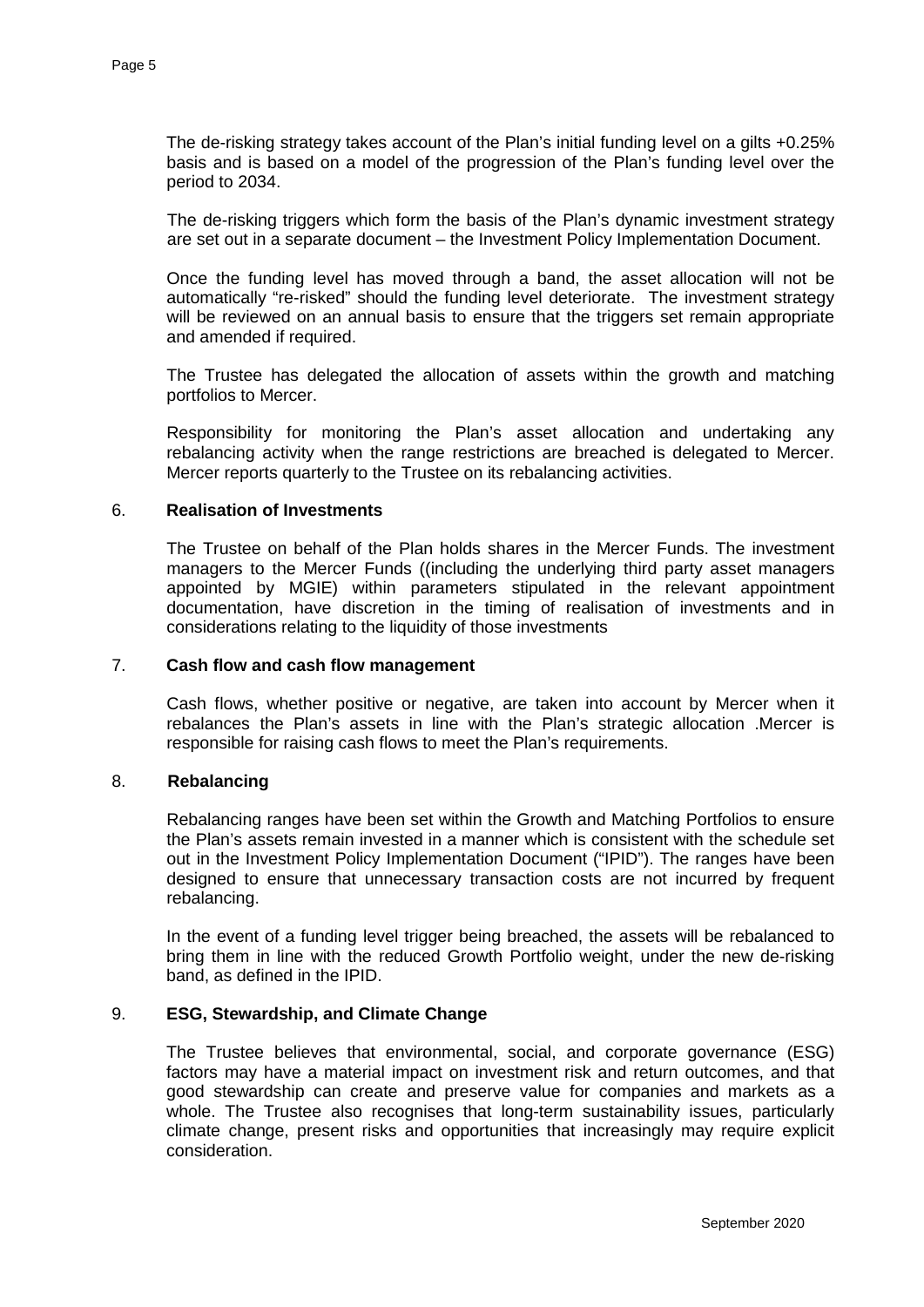The de-risking strategy takes account of the Plan's initial funding level on a gilts +0.25% basis and is based on a model of the progression of the Plan's funding level over the period to 2034.

The de-risking triggers which form the basis of the Plan's dynamic investment strategy are set out in a separate document – the Investment Policy Implementation Document.

Once the funding level has moved through a band, the asset allocation will not be automatically "re-risked" should the funding level deteriorate. The investment strategy will be reviewed on an annual basis to ensure that the triggers set remain appropriate and amended if required.

The Trustee has delegated the allocation of assets within the growth and matching portfolios to Mercer.

Responsibility for monitoring the Plan's asset allocation and undertaking any rebalancing activity when the range restrictions are breached is delegated to Mercer. Mercer reports quarterly to the Trustee on its rebalancing activities.

## 6. Realisation of Investments

The Trustee on behalf of the Plan holds shares in the Mercer Funds. The investment managers to the Mercer Funds ((including the underlying third party asset managers appointed by MGIE) within parameters stipulated in the relevant appointment documentation, have discretion in the timing of realisation of investments and in considerations relating to the liquidity of those investments

## 7. Cash flow and cash flow management

Cash flows, whether positive or negative, are taken into account by Mercer when it rebalances the Plan's assets in line with the Plan's strategic allocation .Mercer is responsible for raising cash flows to meet the Plan's requirements.

## 8. Rebalancing

Rebalancing ranges have been set within the Growth and Matching Portfolios to ensure the Plan's assets remain invested in a manner which is consistent with the schedule set out in the Investment Policy Implementation Document ("IPID"). The ranges have been designed to ensure that unnecessary transaction costs are not incurred by frequent rebalancing.

In the event of a funding level trigger being breached, the assets will be rebalanced to bring them in line with the reduced Growth Portfolio weight, under the new de-risking band, as defined in the IPID.

## 9. ESG, Stewardship, and Climate Change

The Trustee believes that environmental, social, and corporate governance (ESG) factors may have a material impact on investment risk and return outcomes, and that good stewardship can create and preserve value for companies and markets as a whole. The Trustee also recognises that long-term sustainability issues, particularly climate change, present risks and opportunities that increasingly may require explicit consideration.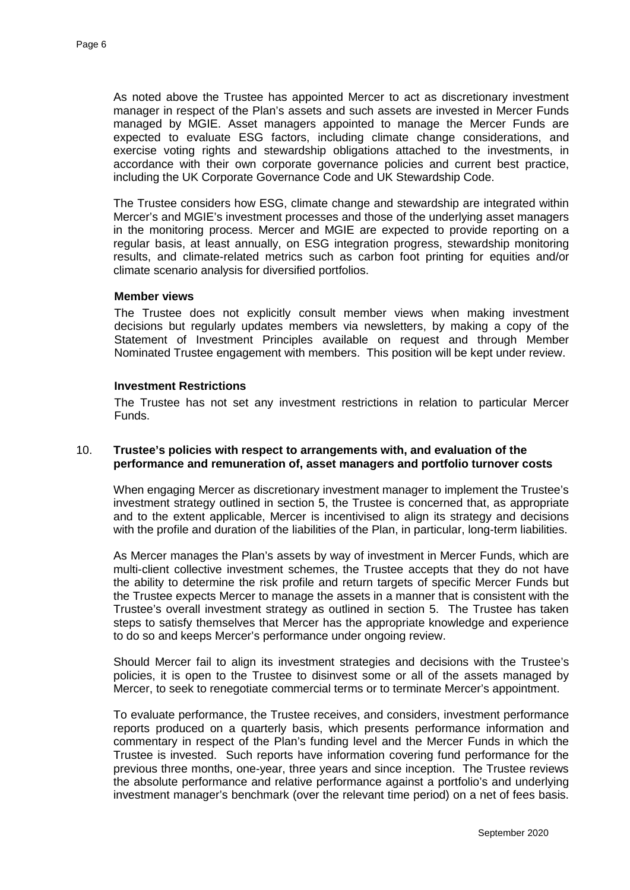As noted above the Trustee has appointed Mercer to act as discretionary investment manager in respect of the Plan's assets and such assets are invested in Mercer Funds managed by MGIE. Asset managers appointed to manage the Mercer Funds are expected to evaluate ESG factors, including climate change considerations, and exercise voting rights and stewardship obligations attached to the investments, in accordance with their own corporate governance policies and current best practice, including the UK Corporate Governance Code and UK Stewardship Code.

The Trustee considers how ESG, climate change and stewardship are integrated within Mercer's and MGIE's investment processes and those of the underlying asset managers in the monitoring process. Mercer and MGIE are expected to provide reporting on a regular basis, at least annually, on ESG integration progress, stewardship monitoring results, and climate-related metrics such as carbon foot printing for equities and/or climate scenario analysis for diversified portfolios.

**Member views**

The Trustee does not explicitly consult member views when making investment decisions but regularly updates members via newsletters, by making a copy of the Statement of Investment Principles available on request and through Member Nominated Trustee engagement with members. This position will be kept under review.

**Investment Restrictions**

The Trustee has not set any investment restrictions in relation to particular Mercer Funds.

## 10. Trustee's policies with respect to arrangements with, and evaluation of the performance and remuneration of, asset managers and portfolio turnover costs

When engaging Mercer as discretionary investment manager to implement the Trustee's investment strategy outlined in section 5, the Trustee is concerned that, as appropriate and to the extent applicable, Mercer is incentivised to align its strategy and decisions with the profile and duration of the liabilities of the Plan, in particular, long-term liabilities.

As Mercer manages the Plan's assets by way of investment in Mercer Funds, which are multi-client collective investment schemes, the Trustee accepts that they do not have the ability to determine the risk profile and return targets of specific Mercer Funds but the Trustee expects Mercer to manage the assets in a manner that is consistent with the Trustee's overall investment strategy as outlined in section 5. The Trustee has taken steps to satisfy themselves that Mercer has the appropriate knowledge and experience to do so and keeps Mercer's performance under ongoing review.

Should Mercer fail to align its investment strategies and decisions with the Trustee's policies, it is open to the Trustee to disinvest some or all of the assets managed by Mercer, to seek to renegotiate commercial terms or to terminate Mercer's appointment.

To evaluate performance, the Trustee receives, and considers, investment performance reports produced on a quarterly basis, which presents performance information and commentary in respect of the Plan's funding level and the Mercer Funds in which the Trustee is invested. Such reports have information covering fund performance for the previous three months, one-year, three years and since inception. The Trustee reviews the absolute performance and relative performance against a portfolio's and underlying investment manager's benchmark (over the relevant time period) on a net of fees basis.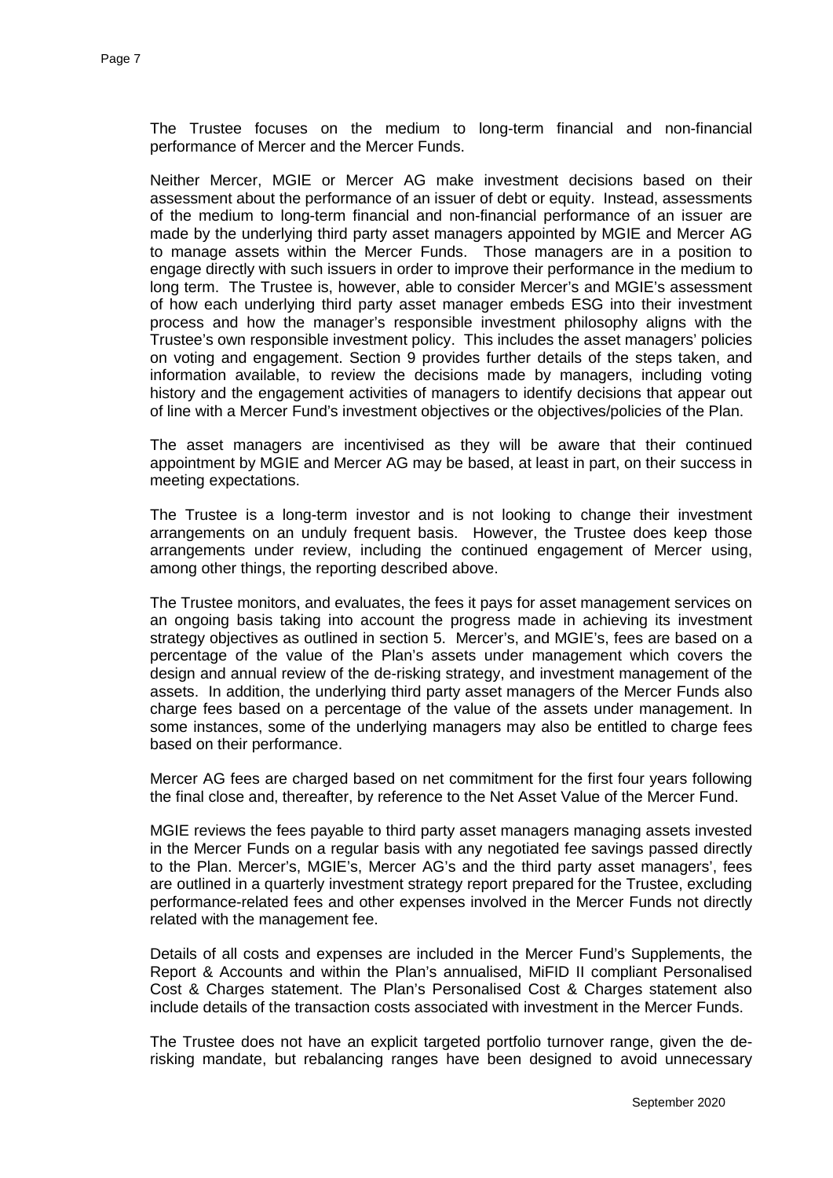The Trustee focuses on the medium to long-term financial and non-financial performance of Mercer and the Mercer Funds.

Neither Mercer, MGIE or Mercer AG make investment decisions based on their assessment about the performance of an issuer of debt or equity. Instead, assessments of the medium to long-term financial and non-financial performance of an issuer are made by the underlying third party asset managers appointed by MGIE and Mercer AG to manage assets within the Mercer Funds. Those managers are in a position to engage directly with such issuers in order to improve their performance in the medium to long term. The Trustee is, however, able to consider Mercer's and MGIE's assessment of how each underlying third party asset manager embeds ESG into their investment process and how the manager's responsible investment philosophy aligns with the Trustee's own responsible investment policy. This includes the asset managers' policies on voting and engagement. Section 9 provides further details of the steps taken, and information available, to review the decisions made by managers, including voting history and the engagement activities of managers to identify decisions that appear out of line with a Mercer Fund's investment objectives or the objectives/policies of the Plan.

The asset managers are incentivised as they will be aware that their continued appointment by MGIE and Mercer AG may be based, at least in part, on their success in meeting expectations.

The Trustee is a long-term investor and is not looking to change their investment arrangements on an unduly frequent basis. However, the Trustee does keep those arrangements under review, including the continued engagement of Mercer using, among other things, the reporting described above.

The Trustee monitors, and evaluates, the fees it pays for asset management services on an ongoing basis taking into account the progress made in achieving its investment strategy objectives as outlined in section 5. Mercer's, and MGIE's, fees are based on a percentage of the value of the Plan's assets under management which covers the design and annual review of the de-risking strategy, and investment management of the assets. In addition, the underlying third party asset managers of the Mercer Funds also charge fees based on a percentage of the value of the assets under management. In some instances, some of the underlying managers may also be entitled to charge fees based on their performance.

Mercer AG fees are charged based on net commitment for the first four years following the final close and, thereafter, by reference to the Net Asset Value of the Mercer Fund.

MGIE reviews the fees payable to third party asset managers managing assets invested in the Mercer Funds on a regular basis with any negotiated fee savings passed directly to the Plan. Mercer's, MGIE's, Mercer AG's and the third party asset managers', fees are outlined in a quarterly investment strategy report prepared for the Trustee, excluding performance-related fees and other expenses involved in the Mercer Funds not directly related with the management fee.

Details of all costs and expenses are included in the Mercer Fund's Supplements, the Report & Accounts and within the Plan's annualised, MiFID II compliant Personalised Cost & Charges statement. The Plan's Personalised Cost & Charges statement also include details of the transaction costs associated with investment in the Mercer Funds.

The Trustee does not have an explicit targeted portfolio turnover range, given the de-risking mandate, but rebalancing ranges have been designed to avoid unnecessary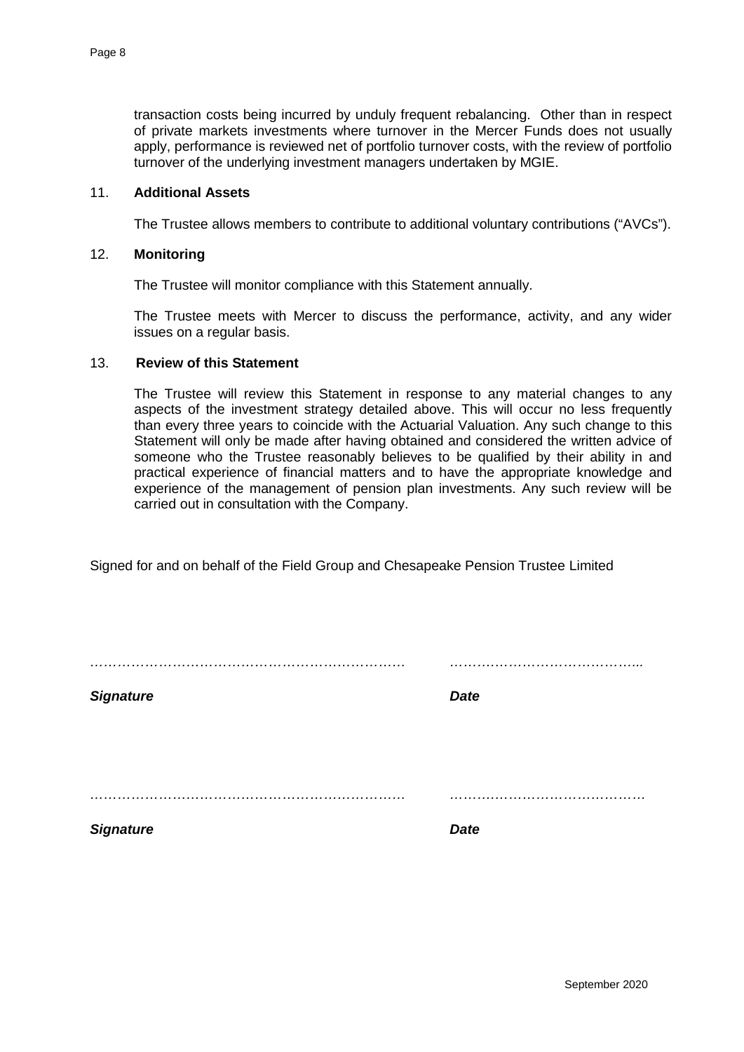transaction costs being incurred by unduly frequent rebalancing. Other than in respect of private markets investments where turnover in the Mercer Funds does not usually apply, performance is reviewed net of portfolio turnover costs, with the review of portfolio turnover of the underlying investment managers undertaken by MGIE.

## 11. Additional Assets

The Trustee allows members to contribute to additional voluntary contributions ("AVCs").

## 12. Monitoring

The Trustee will monitor compliance with this Statement annually.

The Trustee meets with Mercer to discuss the performance, activity, and any wider issues on a regular basis.

## 13. Review of this Statement

The Trustee will review this Statement in response to any material changes to any aspects of the investment strategy detailed above. This will occur no less frequently than every three years to coincide with the Actuarial Valuation. Any such change to this Statement will only be made after having obtained and considered the written advice of someone who the Trustee reasonably believes to be qualified by their ability in and practical experience of financial matters and to have the appropriate knowledge and experience of the management of pension plan investments. Any such review will be carried out in consultation with the Company.

Signed for and on behalf of the Field Group and Chesapeake Pension Trustee Limited

……………………………………………………………… ……………………………………..

***Signature*** ***Date***

……………………………………………………………… ……………………………………..

***Signature*** ***Date***

September 2020